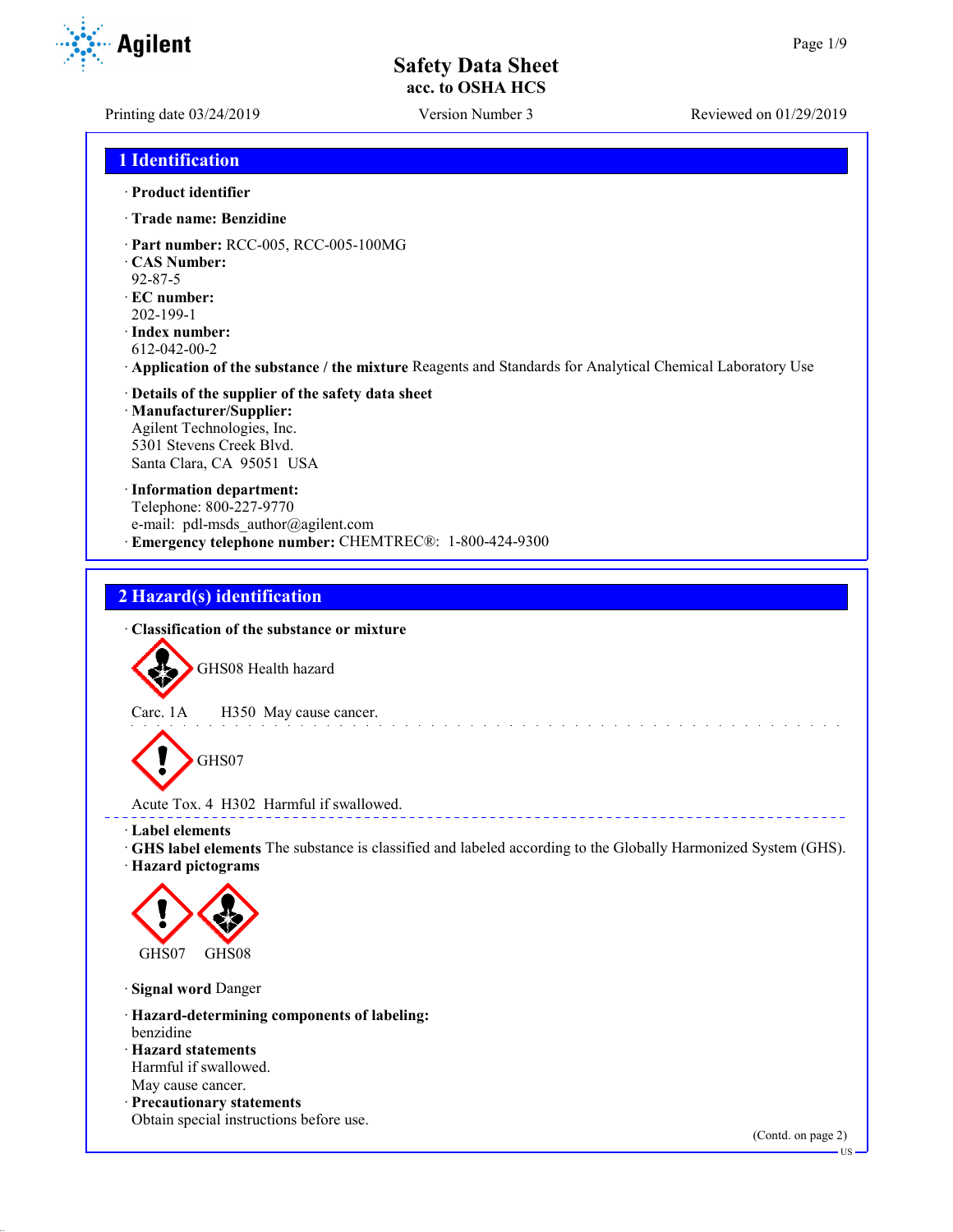# Safety Data Sheet
## acc. to OSHA HCS

Printing date 03/24/2019 | Version Number 3 | Reviewed on 01/29/2019

## 1 Identification

· **Product identifier**

· **Trade name: Benzidine**

· **Part number:** RCC-005, RCC-005-100MG
· **CAS Number:**
92-87-5
· **EC number:**
202-199-1
· **Index number:**
612-042-00-2
· **Application of the substance / the mixture** Reagents and Standards for Analytical Chemical Laboratory Use

· **Details of the supplier of the safety data sheet**
· **Manufacturer/Supplier:**
Agilent Technologies, Inc.
5301 Stevens Creek Blvd.
Santa Clara, CA 95051 USA

· **Information department:**
Telephone: 800-227-9770
e-mail: pdl-msds_author@agilent.com
· **Emergency telephone number:** CHEMTREC®: 1-800-424-9300

## 2 Hazard(s) identification

· **Classification of the substance or mixture**

GHS08 Health hazard

Carc. 1A H350 May cause cancer.

GHS07

Acute Tox. 4 H302 Harmful if swallowed.

· **Label elements**
· **GHS label elements** The substance is classified and labeled according to the Globally Harmonized System (GHS).
· **Hazard pictograms**

GHS07 GHS08

· **Signal word** Danger

· **Hazard-determining components of labeling:**
benzidine
· **Hazard statements**
Harmful if swallowed.
May cause cancer.
· **Precautionary statements**
Obtain special instructions before use.

(Contd. on page 2)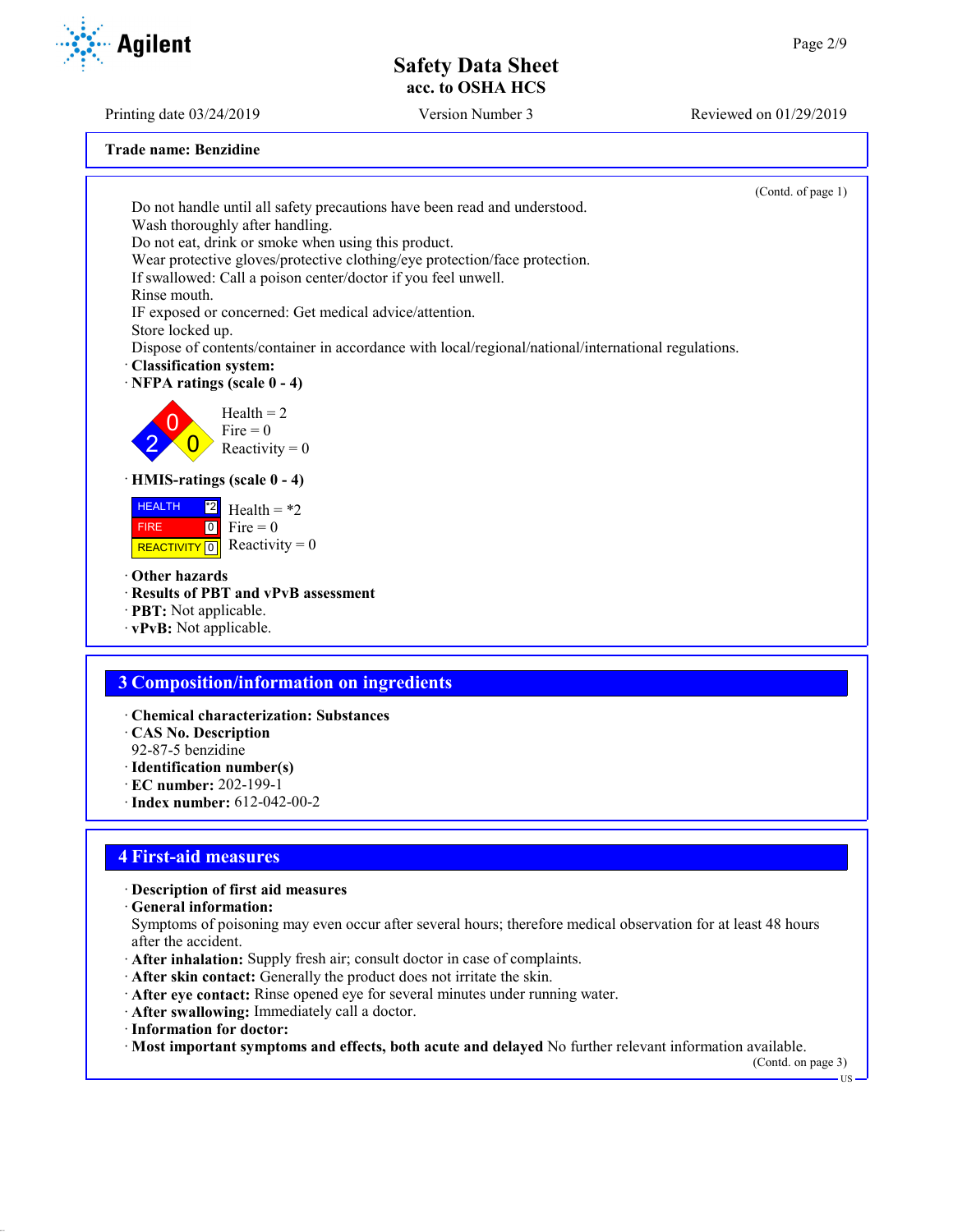**Trade name: Benzidine**

(Contd. of page 1)

Do not handle until all safety precautions have been read and understood.
Wash thoroughly after handling.
Do not eat, drink or smoke when using this product.
Wear protective gloves/protective clothing/eye protection/face protection.
If swallowed: Call a poison center/doctor if you feel unwell.
Rinse mouth.
IF exposed or concerned: Get medical advice/attention.
Store locked up.
Dispose of contents/container in accordance with local/regional/national/international regulations.

· **Classification system:**
· **NFPA ratings (scale 0 - 4)**

Health = 2
Fire = 0
Reactivity = 0

· **HMIS-ratings (scale 0 - 4)**

| | |
|---|---|
| HEALTH | *2 |
| FIRE | 0 |
| REACTIVITY | 0 |

Health = *2
Fire = 0
Reactivity = 0

· **Other hazards**
· **Results of PBT and vPvB assessment**
· **PBT:** Not applicable.
· **vPvB:** Not applicable.

## 3 Composition/information on ingredients

· **Chemical characterization: Substances**
· **CAS No. Description**
92-87-5 benzidine
· **Identification number(s)**
· **EC number:** 202-199-1
· **Index number:** 612-042-00-2

## 4 First-aid measures

· **Description of first aid measures**
· **General information:**
Symptoms of poisoning may even occur after several hours; therefore medical observation for at least 48 hours after the accident.
· **After inhalation:** Supply fresh air; consult doctor in case of complaints.
· **After skin contact:** Generally the product does not irritate the skin.
· **After eye contact:** Rinse opened eye for several minutes under running water.
· **After swallowing:** Immediately call a doctor.
· **Information for doctor:**
· **Most important symptoms and effects, both acute and delayed** No further relevant information available.

(Contd. on page 3)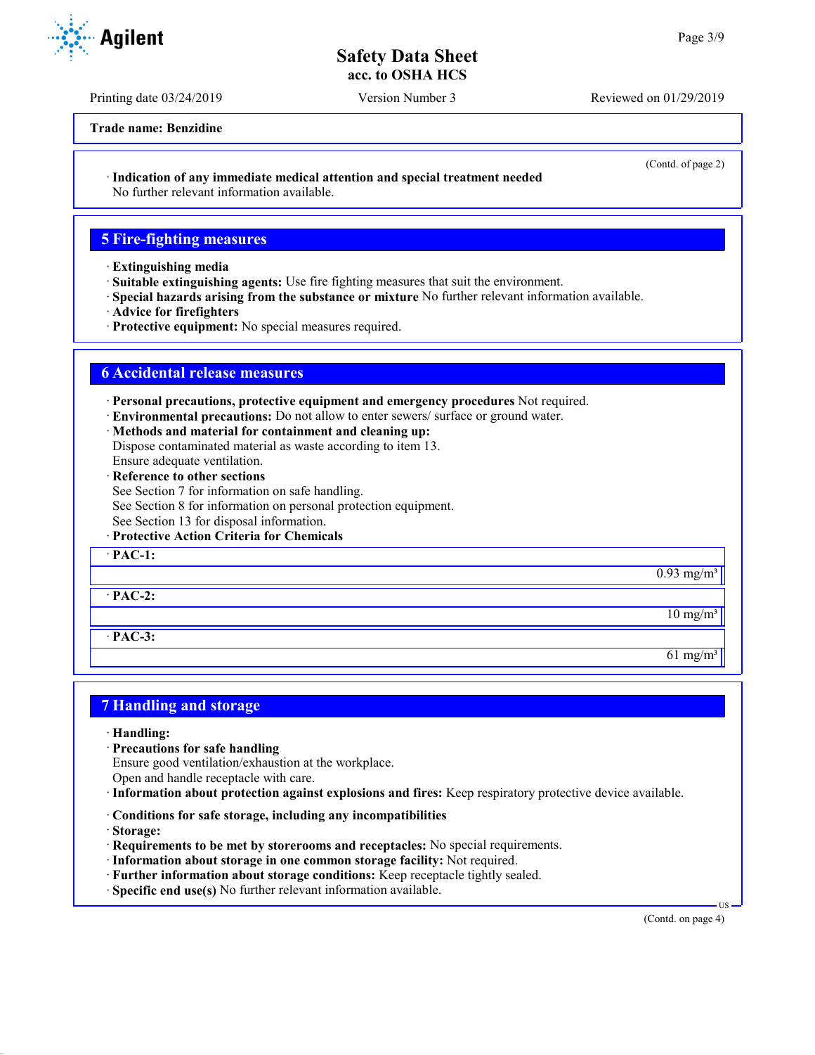**Trade name: Benzidine**

(Contd. of page 2)

· **Indication of any immediate medical attention and special treatment needed**
No further relevant information available.

## 5 Fire-fighting measures

· **Extinguishing media**
· **Suitable extinguishing agents:** Use fire fighting measures that suit the environment.
· **Special hazards arising from the substance or mixture** No further relevant information available.
· **Advice for firefighters**
· **Protective equipment:** No special measures required.

## 6 Accidental release measures

· **Personal precautions, protective equipment and emergency procedures** Not required.
· **Environmental precautions:** Do not allow to enter sewers/ surface or ground water.
· **Methods and material for containment and cleaning up:**
Dispose contaminated material as waste according to item 13.
Ensure adequate ventilation.
· **Reference to other sections**
See Section 7 for information on safe handling.
See Section 8 for information on personal protection equipment.
See Section 13 for disposal information.
· **Protective Action Criteria for Chemicals**

| · **PAC-1:** | |
|---|---|
| | 0.93 mg/m³ |
| · **PAC-2:** | |
| | 10 mg/m³ |
| · **PAC-3:** | |
| | 61 mg/m³ |

## 7 Handling and storage

· **Handling:**
· **Precautions for safe handling**
Ensure good ventilation/exhaustion at the workplace.
Open and handle receptacle with care.
· **Information about protection against explosions and fires:** Keep respiratory protective device available.

· **Conditions for safe storage, including any incompatibilities**
· **Storage:**
· **Requirements to be met by storerooms and receptacles:** No special requirements.
· **Information about storage in one common storage facility:** Not required.
· **Further information about storage conditions:** Keep receptacle tightly sealed.
· **Specific end use(s)** No further relevant information available.

(Contd. on page 4)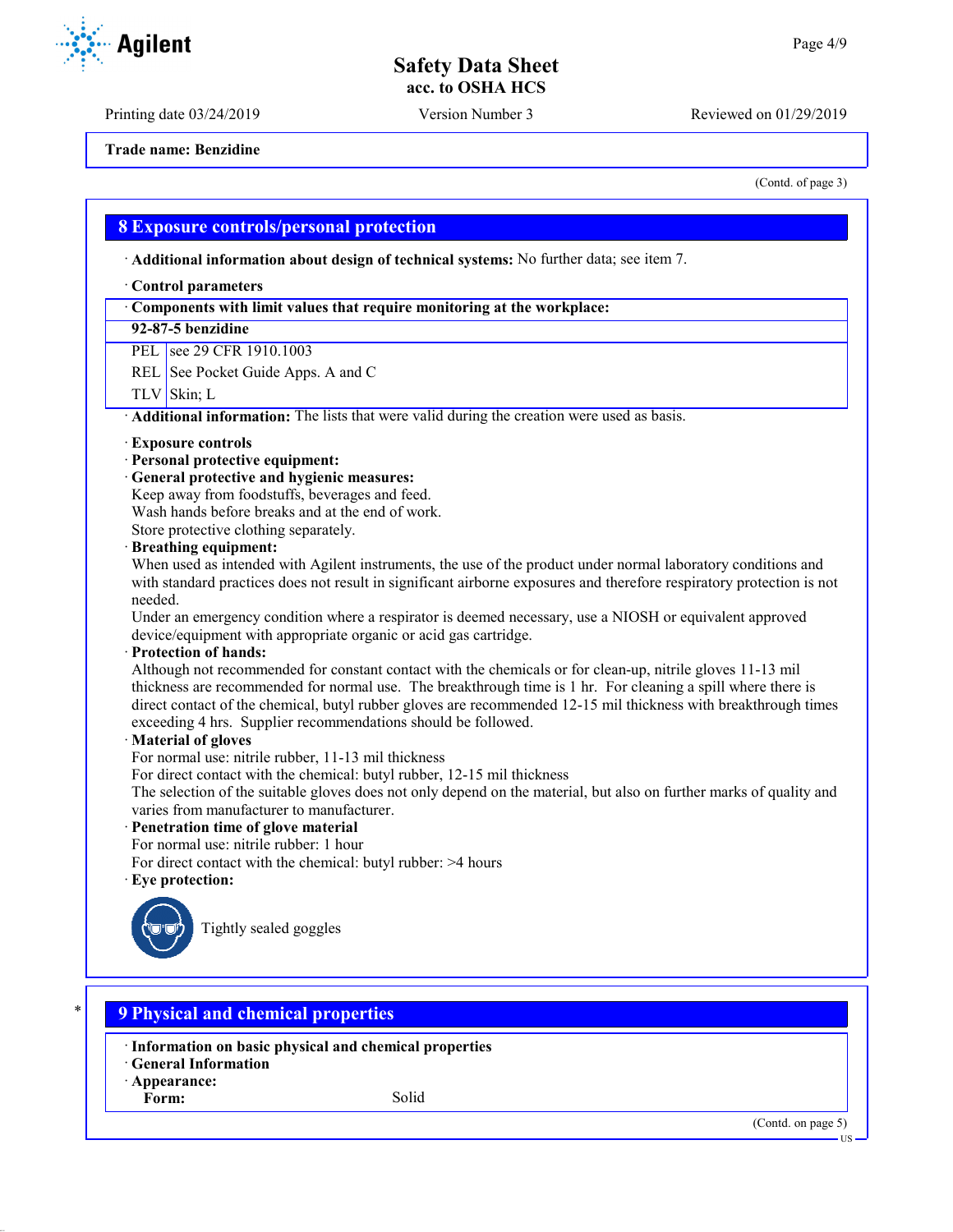Trade name: Benzidine

(Contd. of page 3)

## 8 Exposure controls/personal protection

· **Additional information about design of technical systems:** No further data; see item 7.

· **Control parameters**

| · Components with limit values that require monitoring at the workplace: | |
|---|---|
| **92-87-5 benzidine** | |
| PEL | see 29 CFR 1910.1003 |
| REL | See Pocket Guide Apps. A and C |
| TLV | Skin; L |

· **Additional information:** The lists that were valid during the creation were used as basis.

· **Exposure controls**
· **Personal protective equipment:**
· **General protective and hygienic measures:**
Keep away from foodstuffs, beverages and feed.
Wash hands before breaks and at the end of work.
Store protective clothing separately.
· **Breathing equipment:**
When used as intended with Agilent instruments, the use of the product under normal laboratory conditions and with standard practices does not result in significant airborne exposures and therefore respiratory protection is not needed.
Under an emergency condition where a respirator is deemed necessary, use a NIOSH or equivalent approved device/equipment with appropriate organic or acid gas cartridge.
· **Protection of hands:**
Although not recommended for constant contact with the chemicals or for clean-up, nitrile gloves 11-13 mil thickness are recommended for normal use. The breakthrough time is 1 hr. For cleaning a spill where there is direct contact of the chemical, butyl rubber gloves are recommended 12-15 mil thickness with breakthrough times exceeding 4 hrs. Supplier recommendations should be followed.
· **Material of gloves**
For normal use: nitrile rubber, 11-13 mil thickness
For direct contact with the chemical: butyl rubber, 12-15 mil thickness
The selection of the suitable gloves does not only depend on the material, but also on further marks of quality and varies from manufacturer to manufacturer.
· **Penetration time of glove material**
For normal use: nitrile rubber: 1 hour
For direct contact with the chemical: butyl rubber: >4 hours
· **Eye protection:**

Tightly sealed goggles

## 9 Physical and chemical properties

· **Information on basic physical and chemical properties**
· **General Information**
· **Appearance:**
**Form:** Solid

(Contd. on page 5)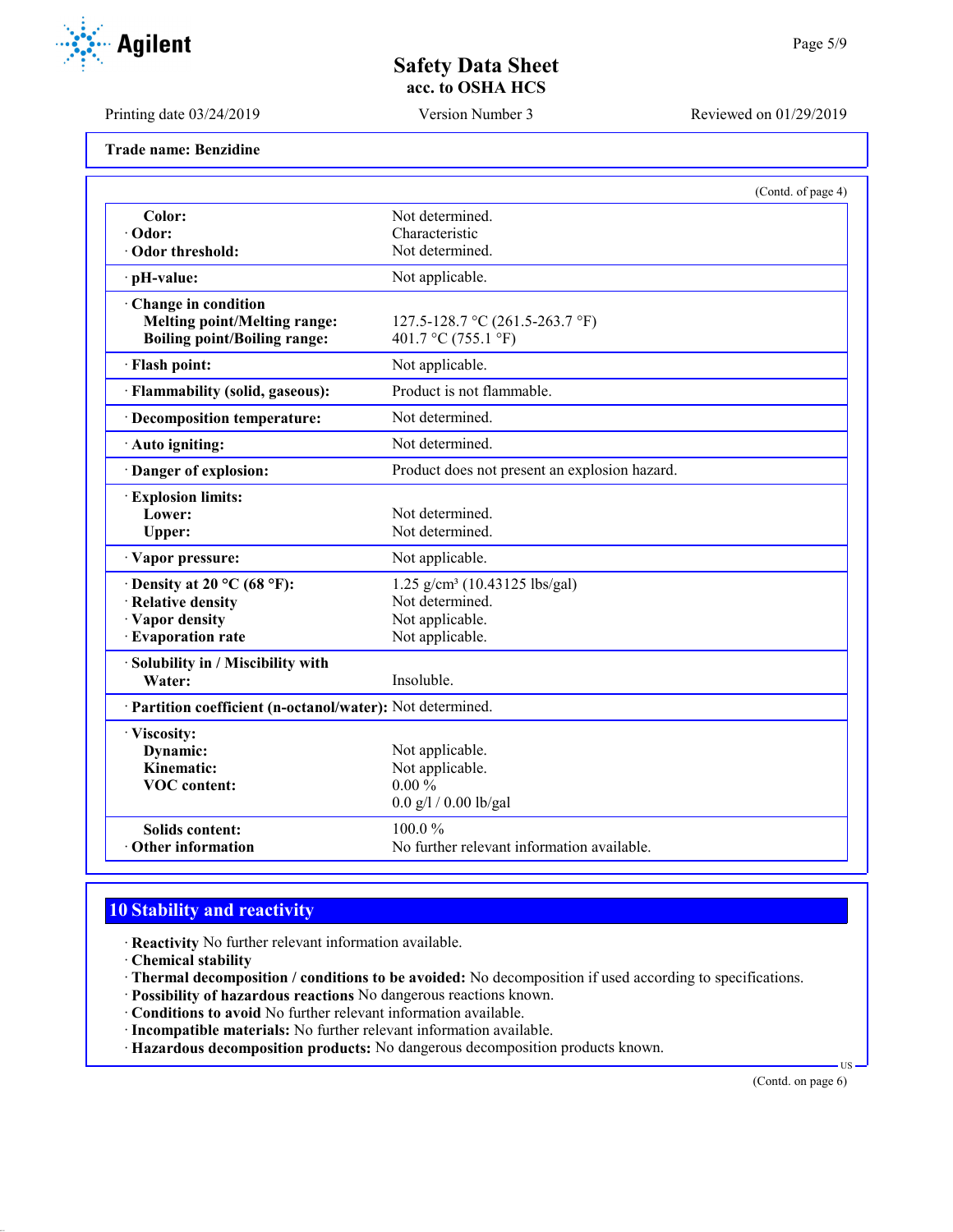**Trade name: Benzidine**

(Contd. of page 4)

| | |
|---|---|
| **Color:** | Not determined. |
| · **Odor:** | Characteristic |
| · **Odor threshold:** | Not determined. |
| · **pH-value:** | Not applicable. |
| · **Change in condition** | |
| **Melting point/Melting range:** | 127.5-128.7 °C (261.5-263.7 °F) |
| **Boiling point/Boiling range:** | 401.7 °C (755.1 °F) |
| · **Flash point:** | Not applicable. |
| · **Flammability (solid, gaseous):** | Product is not flammable. |
| · **Decomposition temperature:** | Not determined. |
| · **Auto igniting:** | Not determined. |
| · **Danger of explosion:** | Product does not present an explosion hazard. |
| · **Explosion limits:** | |
| **Lower:** | Not determined. |
| **Upper:** | Not determined. |
| · **Vapor pressure:** | Not applicable. |
| · **Density at 20 °C (68 °F):** | 1.25 g/cm³ (10.43125 lbs/gal) |
| · **Relative density** | Not determined. |
| · **Vapor density** | Not applicable. |
| · **Evaporation rate** | Not applicable. |
| · **Solubility in / Miscibility with** | |
| **Water:** | Insoluble. |
| · **Partition coefficient (n-octanol/water):** | Not determined. |
| · **Viscosity:** | |
| **Dynamic:** | Not applicable. |
| **Kinematic:** | Not applicable. |
| **VOC content:** | 0.00 % |
| | 0.0 g/l / 0.00 lb/gal |
| **Solids content:** | 100.0 % |
| · **Other information** | No further relevant information available. |

## 10 Stability and reactivity

· **Reactivity** No further relevant information available.
· **Chemical stability**
· **Thermal decomposition / conditions to be avoided:** No decomposition if used according to specifications.
· **Possibility of hazardous reactions** No dangerous reactions known.
· **Conditions to avoid** No further relevant information available.
· **Incompatible materials:** No further relevant information available.
· **Hazardous decomposition products:** No dangerous decomposition products known.

(Contd. on page 6)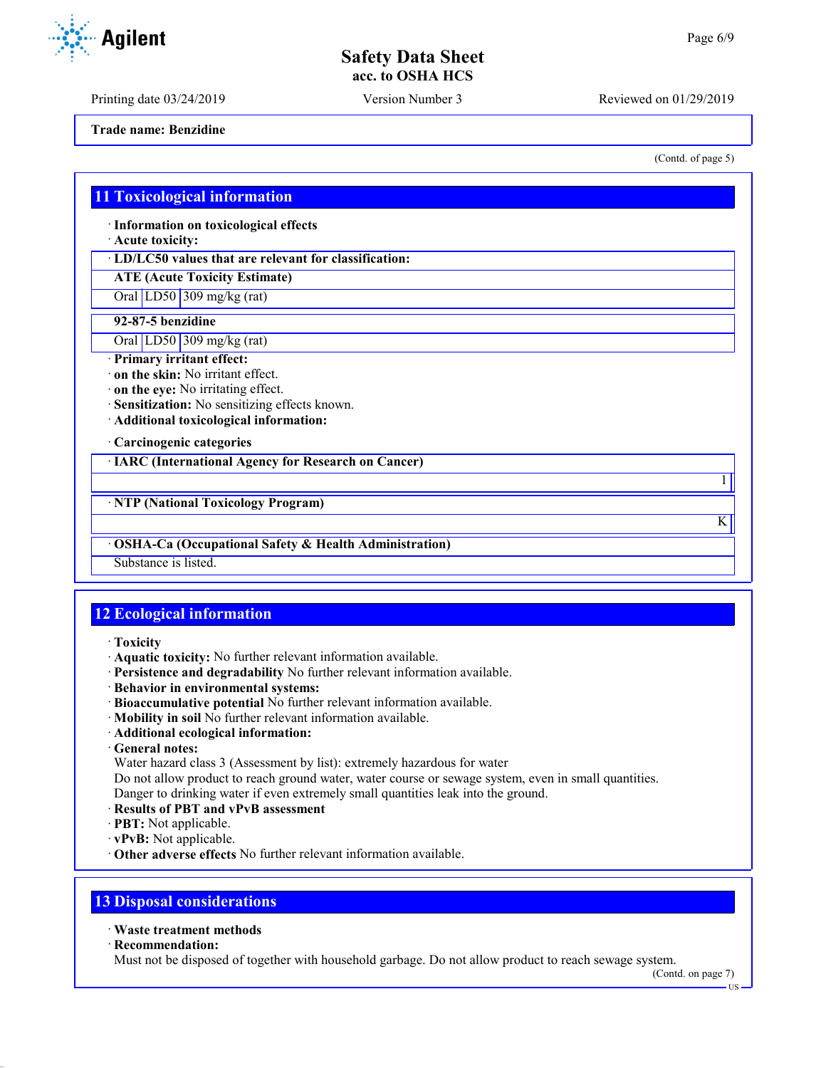Trade name: Benzidine

(Contd. of page 5)

## 11 Toxicological information

· **Information on toxicological effects**
· **Acute toxicity:**

| · LD/LC50 values that are relevant for classification: | | |
|---|---|---|
| **ATE (Acute Toxicity Estimate)** | | |
| Oral | LD50 | 309 mg/kg (rat) |

| **92-87-5 benzidine** | | |
|---|---|---|
| Oral | LD50 | 309 mg/kg (rat) |

· **Primary irritant effect:**
· **on the skin:** No irritant effect.
· **on the eye:** No irritating effect.
· **Sensitization:** No sensitizing effects known.
· **Additional toxicological information:**

· **Carcinogenic categories**

| · IARC (International Agency for Research on Cancer) | |
|---|---|
| | 1 |

| · NTP (National Toxicology Program) | |
|---|---|
| | K |

| · OSHA-Ca (Occupational Safety & Health Administration) |
|---|
| Substance is listed. |

## 12 Ecological information

· **Toxicity**
· **Aquatic toxicity:** No further relevant information available.
· **Persistence and degradability** No further relevant information available.
· **Behavior in environmental systems:**
· **Bioaccumulative potential** No further relevant information available.
· **Mobility in soil** No further relevant information available.
· **Additional ecological information:**
· **General notes:**
Water hazard class 3 (Assessment by list): extremely hazardous for water
Do not allow product to reach ground water, water course or sewage system, even in small quantities.
Danger to drinking water if even extremely small quantities leak into the ground.
· **Results of PBT and vPvB assessment**
· **PBT:** Not applicable.
· **vPvB:** Not applicable.
· **Other adverse effects** No further relevant information available.

## 13 Disposal considerations

· **Waste treatment methods**
· **Recommendation:**
Must not be disposed of together with household garbage. Do not allow product to reach sewage system.

(Contd. on page 7)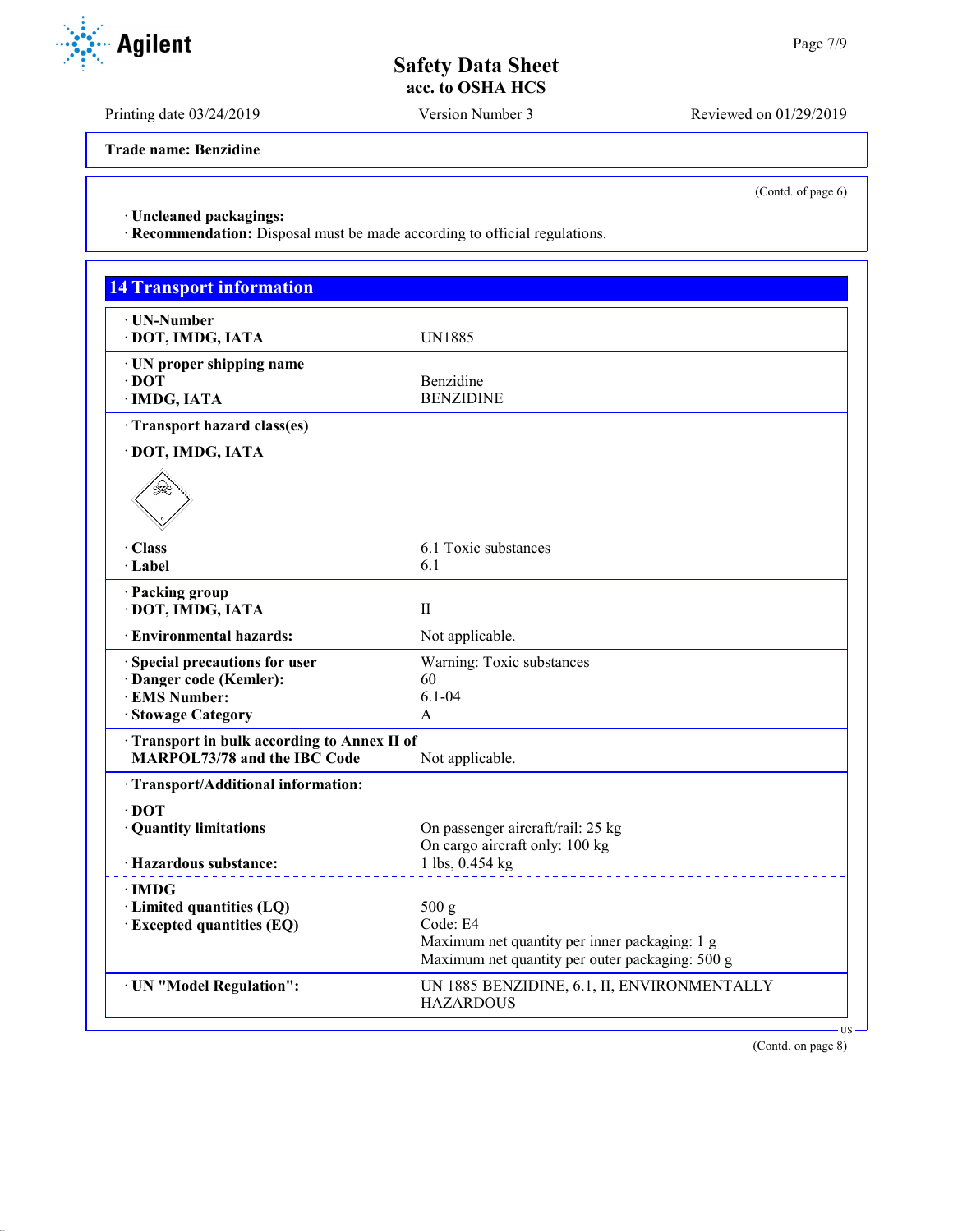Trade name: Benzidine

(Contd. of page 6)

· **Uncleaned packagings:**
· **Recommendation:** Disposal must be made according to official regulations.

## 14 Transport information

| | |
|---|---|
| · **UN-Number** | |
| · **DOT, IMDG, IATA** | UN1885 |
| · **UN proper shipping name** | |
| · **DOT** | Benzidine |
| · **IMDG, IATA** | BENZIDINE |
| · **Transport hazard class(es)** | |
| · **DOT, IMDG, IATA** | |
| · **Class** | 6.1 Toxic substances |
| · **Label** | 6.1 |
| · **Packing group** | |
| · **DOT, IMDG, IATA** | II |
| · **Environmental hazards:** | Not applicable. |
| · **Special precautions for user** | Warning: Toxic substances |
| · **Danger code (Kemler):** | 60 |
| · **EMS Number:** | 6.1-04 |
| · **Stowage Category** | A |
| · **Transport in bulk according to Annex II of MARPOL73/78 and the IBC Code** | Not applicable. |
| · **Transport/Additional information:** | |
| · **DOT** | |
| · **Quantity limitations** | On passenger aircraft/rail: 25 kg<br>On cargo aircraft only: 100 kg |
| · **Hazardous substance:** | 1 lbs, 0.454 kg |
| · **IMDG** | |
| · **Limited quantities (LQ)** | 500 g |
| · **Excepted quantities (EQ)** | Code: E4<br>Maximum net quantity per inner packaging: 1 g<br>Maximum net quantity per outer packaging: 500 g |
| · **UN "Model Regulation":** | UN 1885 BENZIDINE, 6.1, II, ENVIRONMENTALLY HAZARDOUS |

(Contd. on page 8)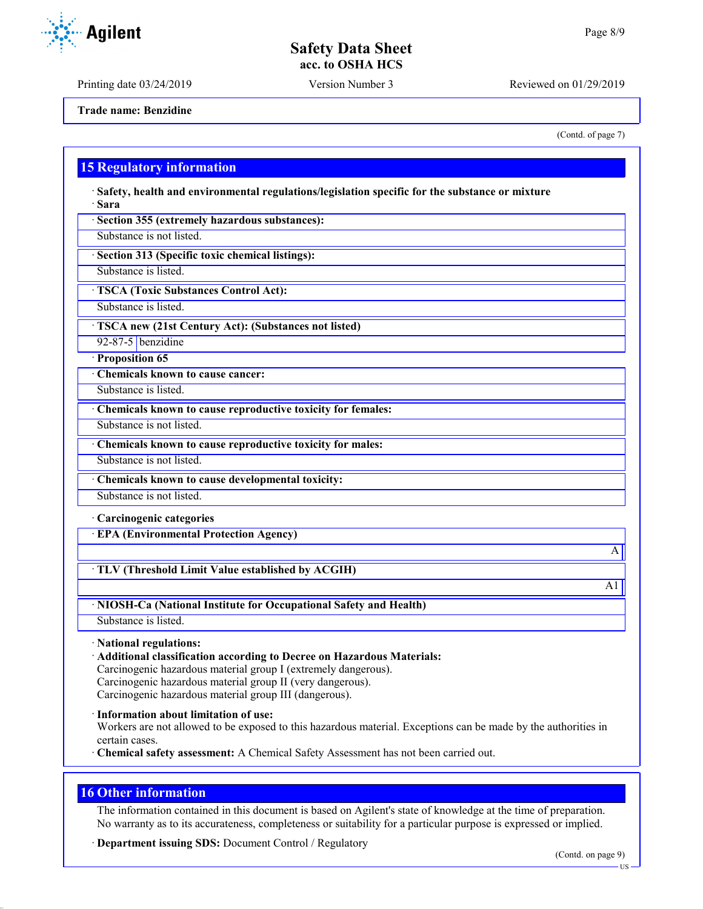Trade name: Benzidine

(Contd. of page 7)

## 15 Regulatory information

· **Safety, health and environmental regulations/legislation specific for the substance or mixture**
· **Sara**

· **Section 355 (extremely hazardous substances):**
Substance is not listed.

· **Section 313 (Specific toxic chemical listings):**
Substance is listed.

· **TSCA (Toxic Substances Control Act):**
Substance is listed.

· **TSCA new (21st Century Act): (Substances not listed)**

| 92-87-5 | benzidine |
|---|---|

· **Proposition 65**

· **Chemicals known to cause cancer:**
Substance is listed.

· **Chemicals known to cause reproductive toxicity for females:**
Substance is not listed.

· **Chemicals known to cause reproductive toxicity for males:**
Substance is not listed.

· **Chemicals known to cause developmental toxicity:**
Substance is not listed.

· **Carcinogenic categories**

· **EPA (Environmental Protection Agency)**
A

· **TLV (Threshold Limit Value established by ACGIH)**
A1

· **NIOSH-Ca (National Institute for Occupational Safety and Health)**
Substance is listed.

· **National regulations:**
· **Additional classification according to Decree on Hazardous Materials:**
Carcinogenic hazardous material group I (extremely dangerous).
Carcinogenic hazardous material group II (very dangerous).
Carcinogenic hazardous material group III (dangerous).

· **Information about limitation of use:**
Workers are not allowed to be exposed to this hazardous material. Exceptions can be made by the authorities in certain cases.
· **Chemical safety assessment:** A Chemical Safety Assessment has not been carried out.

## 16 Other information

The information contained in this document is based on Agilent's state of knowledge at the time of preparation. No warranty as to its accurateness, completeness or suitability for a particular purpose is expressed or implied.

· **Department issuing SDS:** Document Control / Regulatory

(Contd. on page 9)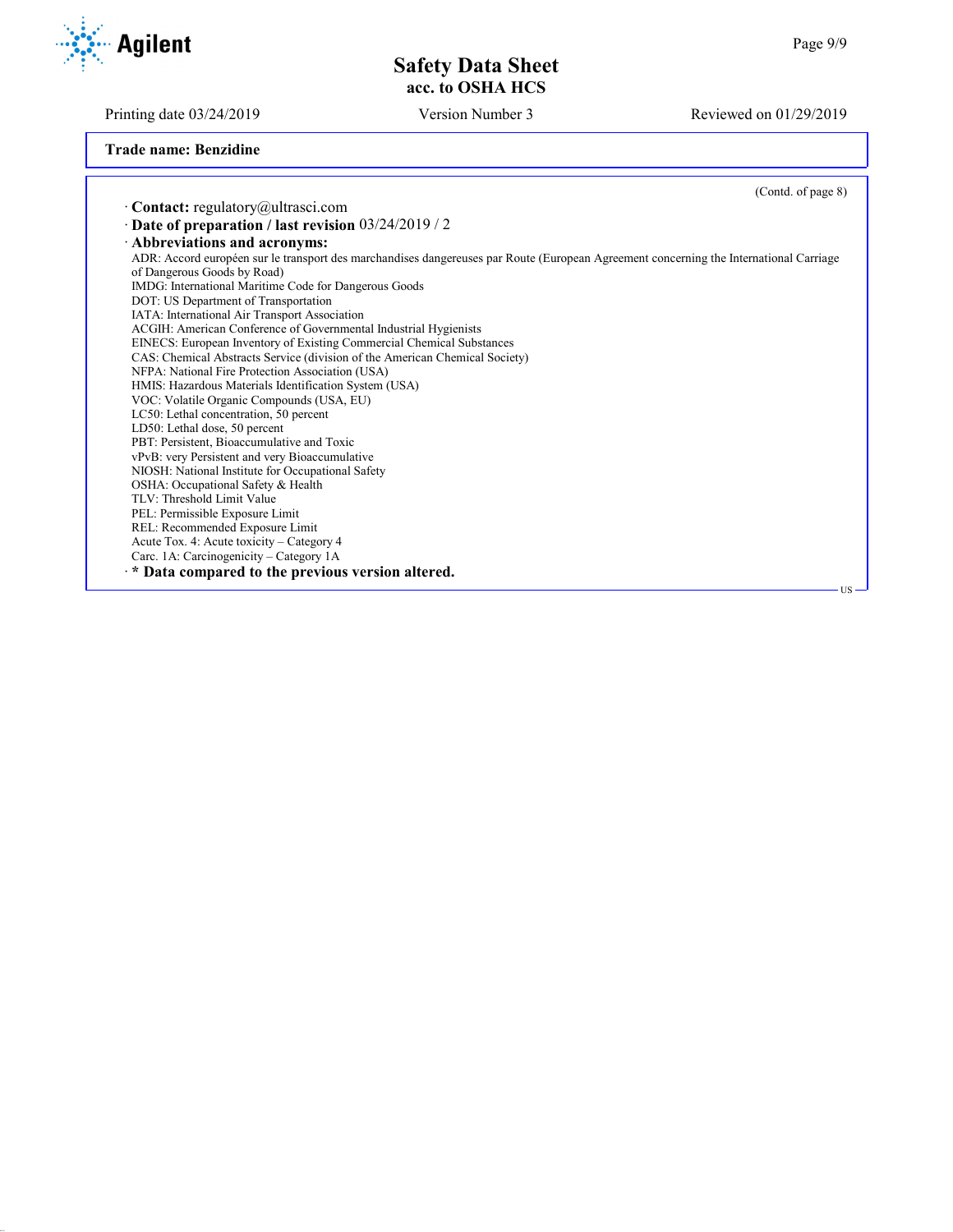**Trade name: Benzidine**

(Contd. of page 8)

· **Contact:** regulatory@ultrasci.com

· **Date of preparation / last revision** 03/24/2019 / 2

· **Abbreviations and acronyms:**

ADR: Accord européen sur le transport des marchandises dangereuses par Route (European Agreement concerning the International Carriage of Dangerous Goods by Road)
IMDG: International Maritime Code for Dangerous Goods
DOT: US Department of Transportation
IATA: International Air Transport Association
ACGIH: American Conference of Governmental Industrial Hygienists
EINECS: European Inventory of Existing Commercial Chemical Substances
CAS: Chemical Abstracts Service (division of the American Chemical Society)
NFPA: National Fire Protection Association (USA)
HMIS: Hazardous Materials Identification System (USA)
VOC: Volatile Organic Compounds (USA, EU)
LC50: Lethal concentration, 50 percent
LD50: Lethal dose, 50 percent
PBT: Persistent, Bioaccumulative and Toxic
vPvB: very Persistent and very Bioaccumulative
NIOSH: National Institute for Occupational Safety
OSHA: Occupational Safety & Health
TLV: Threshold Limit Value
PEL: Permissible Exposure Limit
REL: Recommended Exposure Limit
Acute Tox. 4: Acute toxicity – Category 4
Carc. 1A: Carcinogenicity – Category 1A

· **\* Data compared to the previous version altered.**